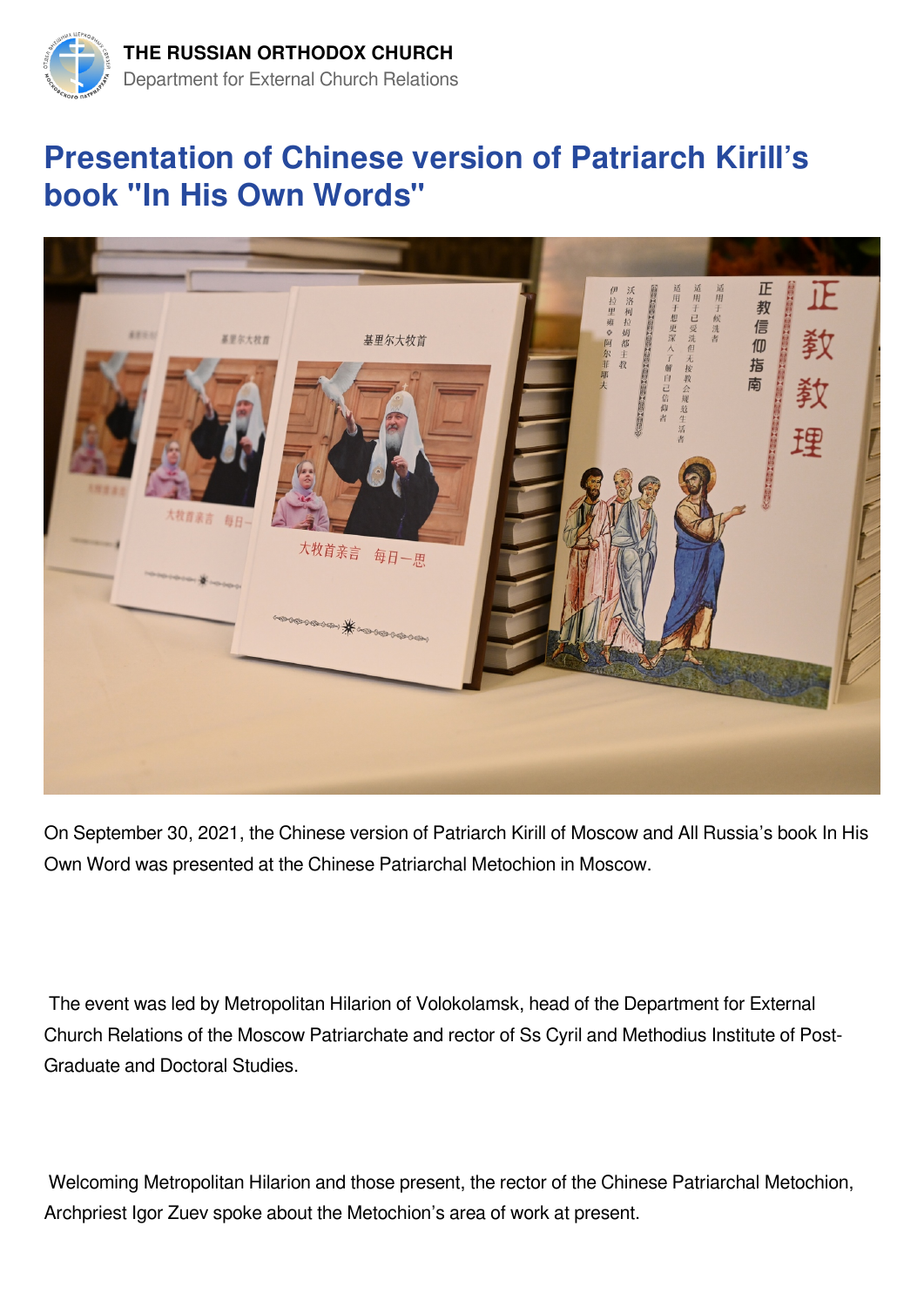THE RUSSIAN ORTHODOX CHURCH
Department for External Church Relations

# Presentation of Chinese version of Patriarch Kirill's book "In His Own Words"

On September 30, 2021, the Chinese version of Patriarch Kirill of Moscow and All Russia's book In His Own Word was presented at the Chinese Patriarchal Metochion in Moscow.

The event was led by Metropolitan Hilarion of Volokolamsk, head of the Department for External Church Relations of the Moscow Patriarchate and rector of Ss Cyril and Methodius Institute of Post-Graduate and Doctoral Studies.

Welcoming Metropolitan Hilarion and those present, the rector of the Chinese Patriarchal Metochion, Archpriest Igor Zuev spoke about the Metochion's area of work at present.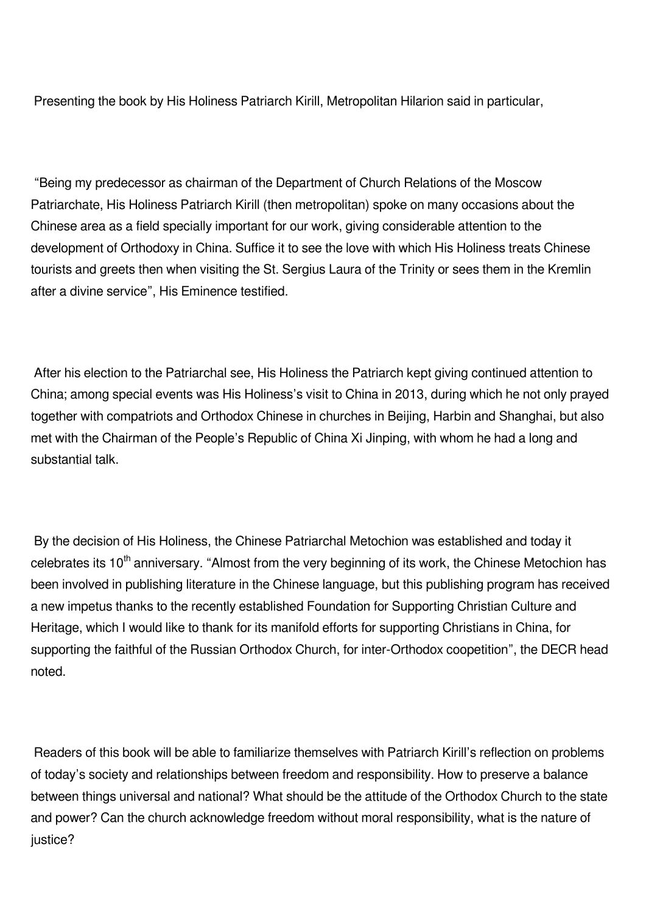Presenting the book by His Holiness Patriarch Kirill, Metropolitan Hilarion said in particular,

“Being my predecessor as chairman of the Department of Church Relations of the Moscow Patriarchate, His Holiness Patriarch Kirill (then metropolitan) spoke on many occasions about the Chinese area as a field specially important for our work, giving considerable attention to the development of Orthodoxy in China. Suffice it to see the love with which His Holiness treats Chinese tourists and greets then when visiting the St. Sergius Laura of the Trinity or sees them in the Kremlin after a divine service”, His Eminence testified.

After his election to the Patriarchal see, His Holiness the Patriarch kept giving continued attention to China; among special events was His Holiness’s visit to China in 2013, during which he not only prayed together with compatriots and Orthodox Chinese in churches in Beijing, Harbin and Shanghai, but also met with the Chairman of the People’s Republic of China Xi Jinping, with whom he had a long and substantial talk.

By the decision of His Holiness, the Chinese Patriarchal Metochion was established and today it celebrates its 10th anniversary. “Almost from the very beginning of its work, the Chinese Metochion has been involved in publishing literature in the Chinese language, but this publishing program has received a new impetus thanks to the recently established Foundation for Supporting Christian Culture and Heritage, which I would like to thank for its manifold efforts for supporting Christians in China, for supporting the faithful of the Russian Orthodox Church, for inter-Orthodox coopetition”, the DECR head noted.

Readers of this book will be able to familiarize themselves with Patriarch Kirill’s reflection on problems of today’s society and relationships between freedom and responsibility. How to preserve a balance between things universal and national? What should be the attitude of the Orthodox Church to the state and power? Can the church acknowledge freedom without moral responsibility, what is the nature of justice?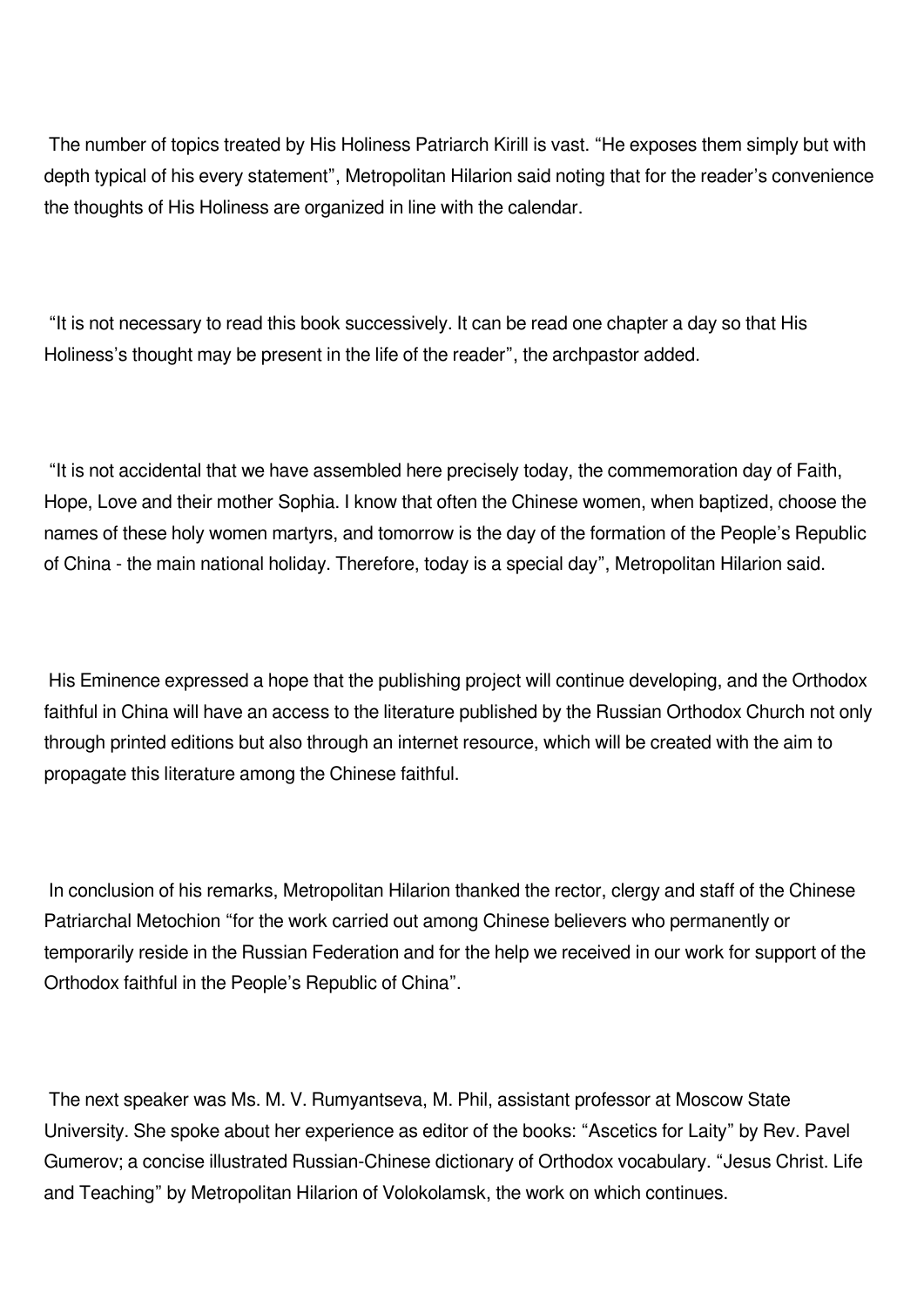The number of topics treated by His Holiness Patriarch Kirill is vast. “He exposes them simply but with depth typical of his every statement”, Metropolitan Hilarion said noting that for the reader’s convenience the thoughts of His Holiness are organized in line with the calendar.

“It is not necessary to read this book successively. It can be read one chapter a day so that His Holiness’s thought may be present in the life of the reader”, the archpastor added.

“It is not accidental that we have assembled here precisely today, the commemoration day of Faith, Hope, Love and their mother Sophia. I know that often the Chinese women, when baptized, choose the names of these holy women martyrs, and tomorrow is the day of the formation of the People’s Republic of China - the main national holiday. Therefore, today is a special day”, Metropolitan Hilarion said.

His Eminence expressed a hope that the publishing project will continue developing, and the Orthodox faithful in China will have an access to the literature published by the Russian Orthodox Church not only through printed editions but also through an internet resource, which will be created with the aim to propagate this literature among the Chinese faithful.

In conclusion of his remarks, Metropolitan Hilarion thanked the rector, clergy and staff of the Chinese Patriarchal Metochion “for the work carried out among Chinese believers who permanently or temporarily reside in the Russian Federation and for the help we received in our work for support of the Orthodox faithful in the People’s Republic of China”.

The next speaker was Ms. M. V. Rumyantseva, M. Phil, assistant professor at Moscow State University. She spoke about her experience as editor of the books: “Ascetics for Laity” by Rev. Pavel Gumerov; a concise illustrated Russian-Chinese dictionary of Orthodox vocabulary. “Jesus Christ. Life and Teaching” by Metropolitan Hilarion of Volokolamsk, the work on which continues.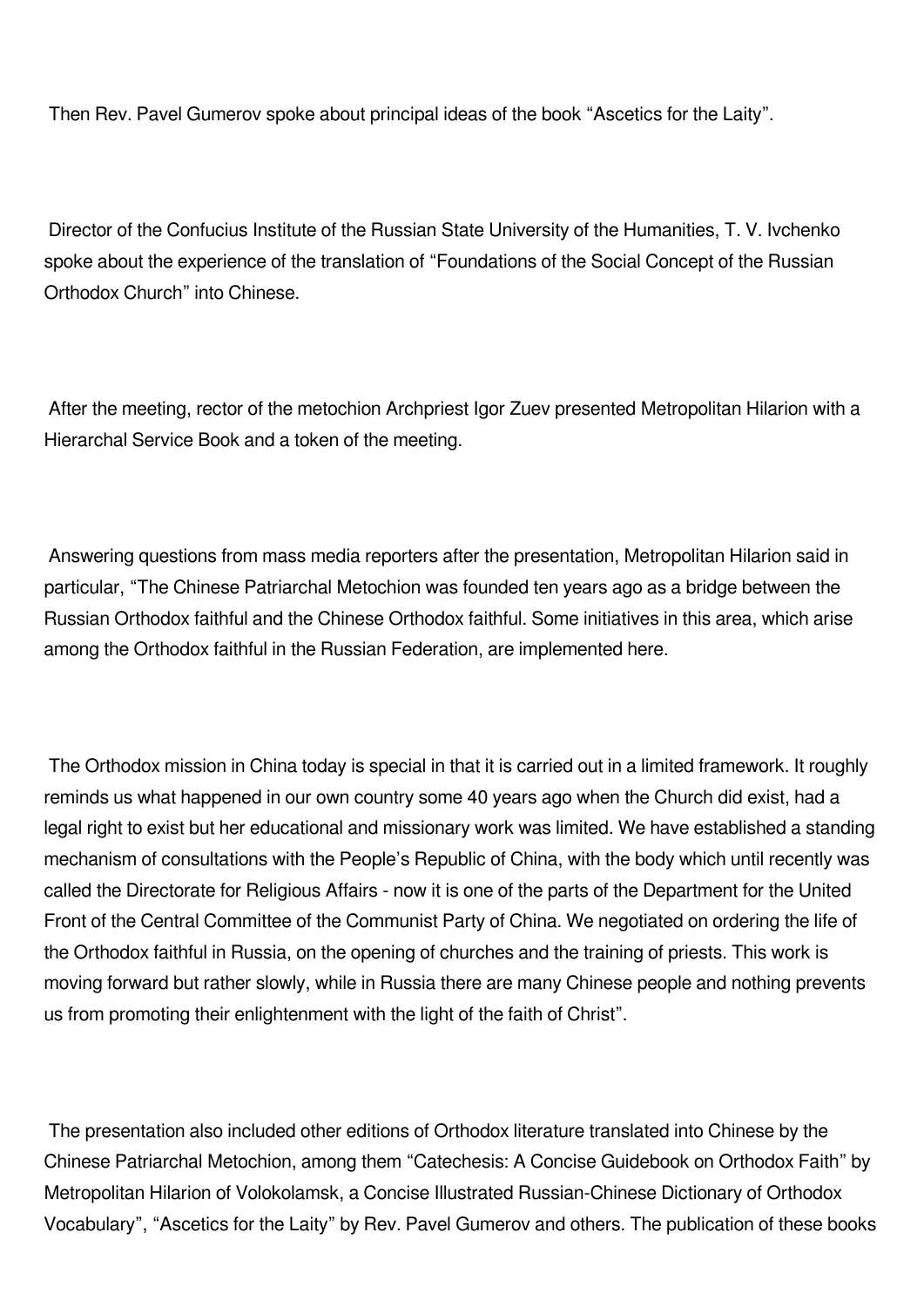Then Rev. Pavel Gumerov spoke about principal ideas of the book “Ascetics for the Laity”.

Director of the Confucius Institute of the Russian State University of the Humanities, T. V. Ivchenko spoke about the experience of the translation of “Foundations of the Social Concept of the Russian Orthodox Church” into Chinese.

After the meeting, rector of the metochion Archpriest Igor Zuev presented Metropolitan Hilarion with a Hierarchal Service Book and a token of the meeting.

Answering questions from mass media reporters after the presentation, Metropolitan Hilarion said in particular, “The Chinese Patriarchal Metochion was founded ten years ago as a bridge between the Russian Orthodox faithful and the Chinese Orthodox faithful. Some initiatives in this area, which arise among the Orthodox faithful in the Russian Federation, are implemented here.

The Orthodox mission in China today is special in that it is carried out in a limited framework. It roughly reminds us what happened in our own country some 40 years ago when the Church did exist, had a legal right to exist but her educational and missionary work was limited. We have established a standing mechanism of consultations with the People’s Republic of China, with the body which until recently was called the Directorate for Religious Affairs - now it is one of the parts of the Department for the United Front of the Central Committee of the Communist Party of China. We negotiated on ordering the life of the Orthodox faithful in Russia, on the opening of churches and the training of priests. This work is moving forward but rather slowly, while in Russia there are many Chinese people and nothing prevents us from promoting their enlightenment with the light of the faith of Christ”.

The presentation also included other editions of Orthodox literature translated into Chinese by the Chinese Patriarchal Metochion, among them “Catechesis: A Concise Guidebook on Orthodox Faith” by Metropolitan Hilarion of Volokolamsk, a Concise Illustrated Russian-Chinese Dictionary of Orthodox Vocabulary”, “Ascetics for the Laity” by Rev. Pavel Gumerov and others. The publication of these books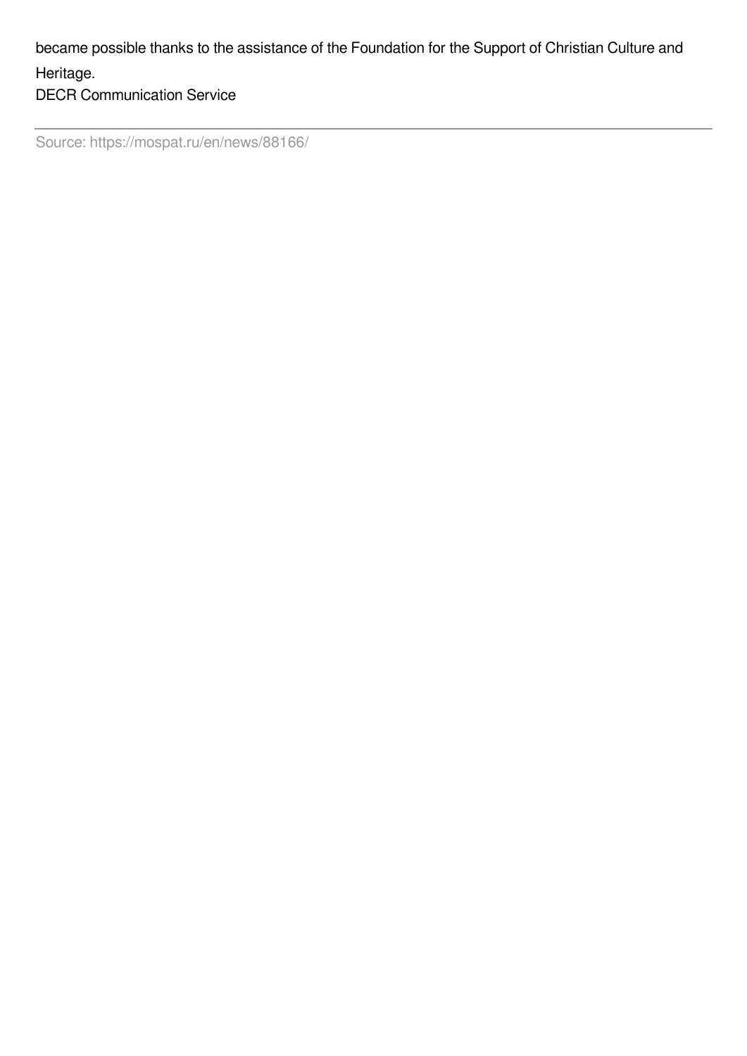became possible thanks to the assistance of the Foundation for the Support of Christian Culture and Heritage.

DECR Communication Service

---

Source: https://mospat.ru/en/news/88166/